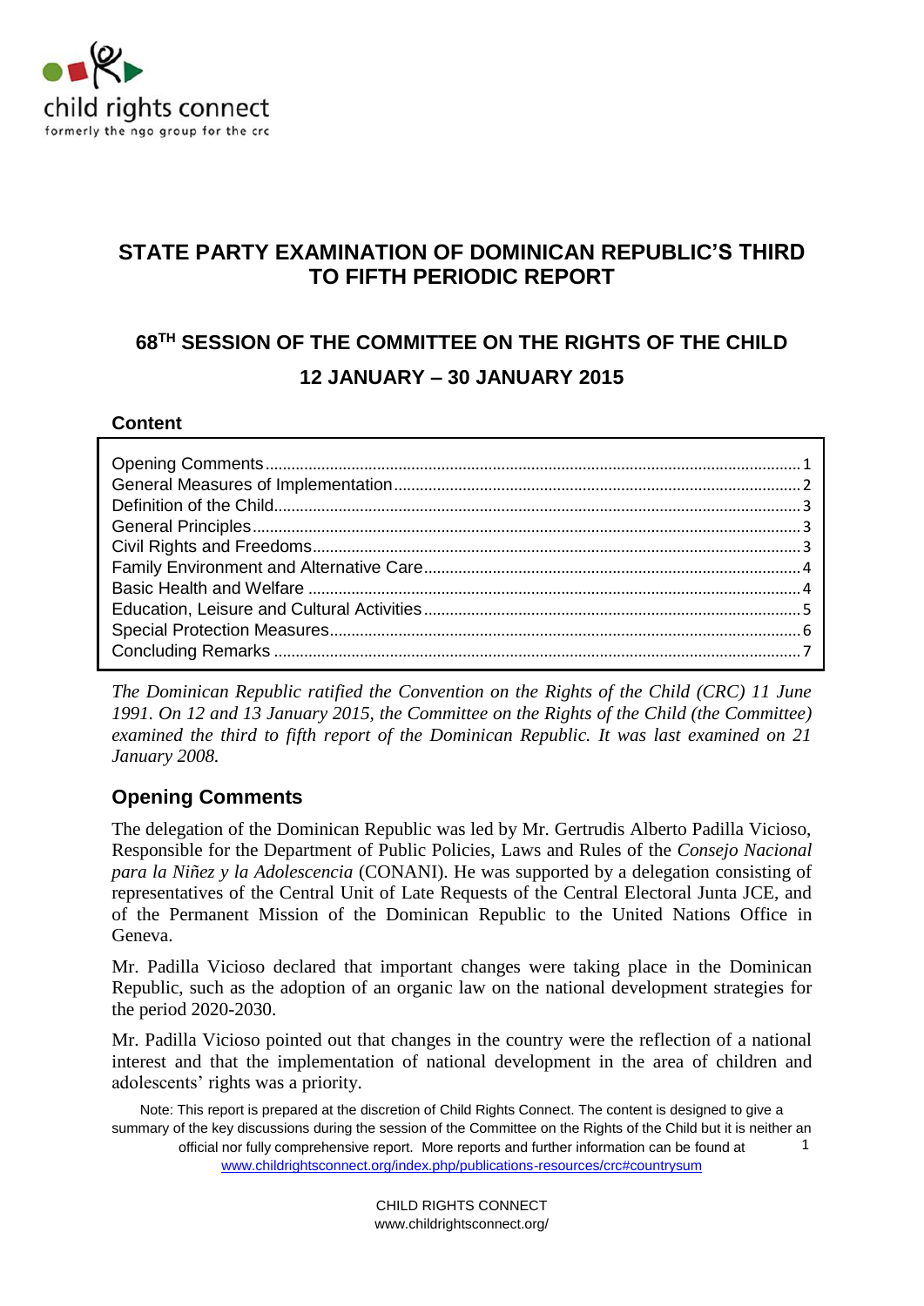child rights connect
formerly the ngo group for the crc

# STATE PARTY EXAMINATION OF DOMINICAN REPUBLIC'S THIRD TO FIFTH PERIODIC REPORT

## 68TH SESSION OF THE COMMITTEE ON THE RIGHTS OF THE CHILD

## 12 JANUARY – 30 JANUARY 2015

**Content**

| | |
|---|---|
| Opening Comments | 1 |
| General Measures of Implementation | 2 |
| Definition of the Child | 3 |
| General Principles | 3 |
| Civil Rights and Freedoms | 3 |
| Family Environment and Alternative Care | 4 |
| Basic Health and Welfare | 4 |
| Education, Leisure and Cultural Activities | 5 |
| Special Protection Measures | 6 |
| Concluding Remarks | 7 |

*The Dominican Republic ratified the Convention on the Rights of the Child (CRC) 11 June 1991. On 12 and 13 January 2015, the Committee on the Rights of the Child (the Committee) examined the third to fifth report of the Dominican Republic. It was last examined on 21 January 2008.*

## Opening Comments

The delegation of the Dominican Republic was led by Mr. Gertrudis Alberto Padilla Vicioso, Responsible for the Department of Public Policies, Laws and Rules of the *Consejo Nacional para la Niñez y la Adolescencia* (CONANI). He was supported by a delegation consisting of representatives of the Central Unit of Late Requests of the Central Electoral Junta JCE, and of the Permanent Mission of the Dominican Republic to the United Nations Office in Geneva.

Mr. Padilla Vicioso declared that important changes were taking place in the Dominican Republic, such as the adoption of an organic law on the national development strategies for the period 2020-2030.

Mr. Padilla Vicioso pointed out that changes in the country were the reflection of a national interest and that the implementation of national development in the area of children and adolescents' rights was a priority.

Note: This report is prepared at the discretion of Child Rights Connect. The content is designed to give a summary of the key discussions during the session of the Committee on the Rights of the Child but it is neither an official nor fully comprehensive report. More reports and further information can be found at www.childrightsconnect.org/index.php/publications-resources/crc#countrysum

CHILD RIGHTS CONNECT
www.childrightsconnect.org/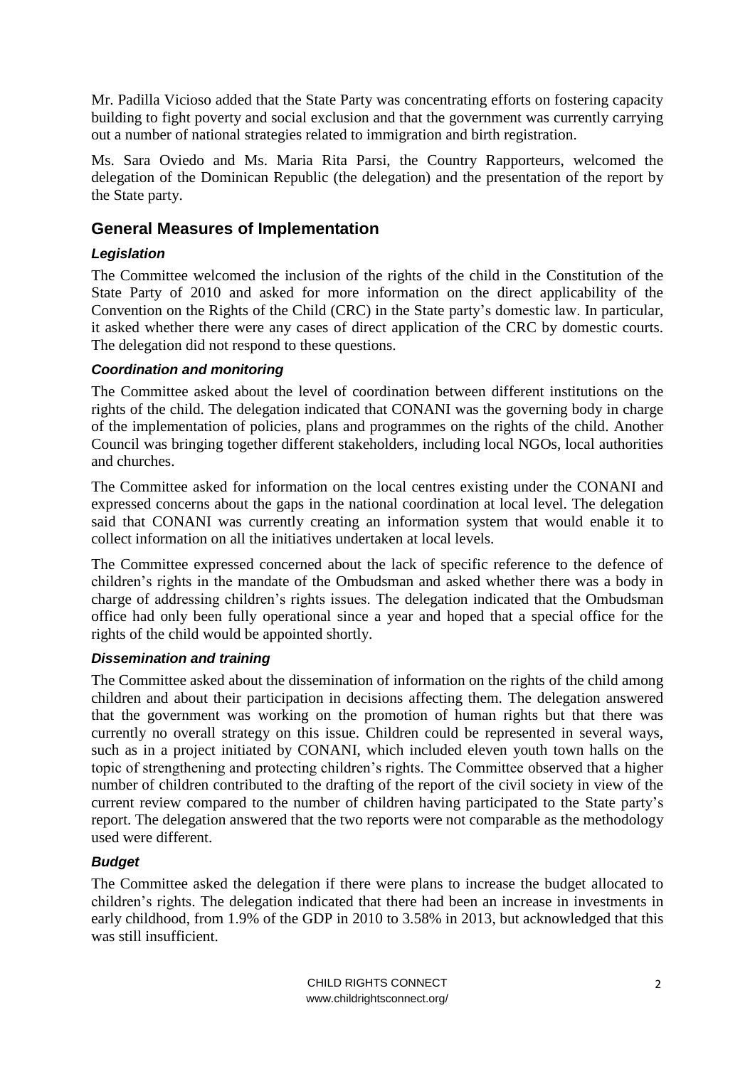Mr. Padilla Vicioso added that the State Party was concentrating efforts on fostering capacity building to fight poverty and social exclusion and that the government was currently carrying out a number of national strategies related to immigration and birth registration.

Ms. Sara Oviedo and Ms. Maria Rita Parsi, the Country Rapporteurs, welcomed the delegation of the Dominican Republic (the delegation) and the presentation of the report by the State party.

## General Measures of Implementation

### *Legislation*

The Committee welcomed the inclusion of the rights of the child in the Constitution of the State Party of 2010 and asked for more information on the direct applicability of the Convention on the Rights of the Child (CRC) in the State party's domestic law. In particular, it asked whether there were any cases of direct application of the CRC by domestic courts. The delegation did not respond to these questions.

### *Coordination and monitoring*

The Committee asked about the level of coordination between different institutions on the rights of the child. The delegation indicated that CONANI was the governing body in charge of the implementation of policies, plans and programmes on the rights of the child. Another Council was bringing together different stakeholders, including local NGOs, local authorities and churches.

The Committee asked for information on the local centres existing under the CONANI and expressed concerns about the gaps in the national coordination at local level. The delegation said that CONANI was currently creating an information system that would enable it to collect information on all the initiatives undertaken at local levels.

The Committee expressed concerned about the lack of specific reference to the defence of children's rights in the mandate of the Ombudsman and asked whether there was a body in charge of addressing children's rights issues. The delegation indicated that the Ombudsman office had only been fully operational since a year and hoped that a special office for the rights of the child would be appointed shortly.

### *Dissemination and training*

The Committee asked about the dissemination of information on the rights of the child among children and about their participation in decisions affecting them. The delegation answered that the government was working on the promotion of human rights but that there was currently no overall strategy on this issue. Children could be represented in several ways, such as in a project initiated by CONANI, which included eleven youth town halls on the topic of strengthening and protecting children's rights. The Committee observed that a higher number of children contributed to the drafting of the report of the civil society in view of the current review compared to the number of children having participated to the State party's report. The delegation answered that the two reports were not comparable as the methodology used were different.

### *Budget*

The Committee asked the delegation if there were plans to increase the budget allocated to children's rights. The delegation indicated that there had been an increase in investments in early childhood, from 1.9% of the GDP in 2010 to 3.58% in 2013, but acknowledged that this was still insufficient.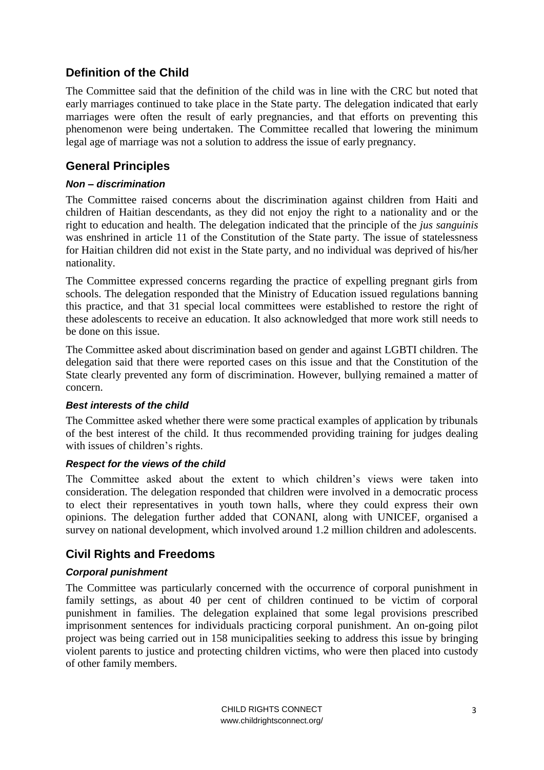## Definition of the Child

The Committee said that the definition of the child was in line with the CRC but noted that early marriages continued to take place in the State party. The delegation indicated that early marriages were often the result of early pregnancies, and that efforts on preventing this phenomenon were being undertaken. The Committee recalled that lowering the minimum legal age of marriage was not a solution to address the issue of early pregnancy.

## General Principles

### *Non – discrimination*

The Committee raised concerns about the discrimination against children from Haiti and children of Haitian descendants, as they did not enjoy the right to a nationality and or the right to education and health. The delegation indicated that the principle of the *jus sanguinis* was enshrined in article 11 of the Constitution of the State party. The issue of statelessness for Haitian children did not exist in the State party, and no individual was deprived of his/her nationality.

The Committee expressed concerns regarding the practice of expelling pregnant girls from schools. The delegation responded that the Ministry of Education issued regulations banning this practice, and that 31 special local committees were established to restore the right of these adolescents to receive an education. It also acknowledged that more work still needs to be done on this issue.

The Committee asked about discrimination based on gender and against LGBTI children. The delegation said that there were reported cases on this issue and that the Constitution of the State clearly prevented any form of discrimination. However, bullying remained a matter of concern.

### *Best interests of the child*

The Committee asked whether there were some practical examples of application by tribunals of the best interest of the child. It thus recommended providing training for judges dealing with issues of children's rights.

### *Respect for the views of the child*

The Committee asked about the extent to which children's views were taken into consideration. The delegation responded that children were involved in a democratic process to elect their representatives in youth town halls, where they could express their own opinions. The delegation further added that CONANI, along with UNICEF, organised a survey on national development, which involved around 1.2 million children and adolescents.

## Civil Rights and Freedoms

### *Corporal punishment*

The Committee was particularly concerned with the occurrence of corporal punishment in family settings, as about 40 per cent of children continued to be victim of corporal punishment in families. The delegation explained that some legal provisions prescribed imprisonment sentences for individuals practicing corporal punishment. An on-going pilot project was being carried out in 158 municipalities seeking to address this issue by bringing violent parents to justice and protecting children victims, who were then placed into custody of other family members.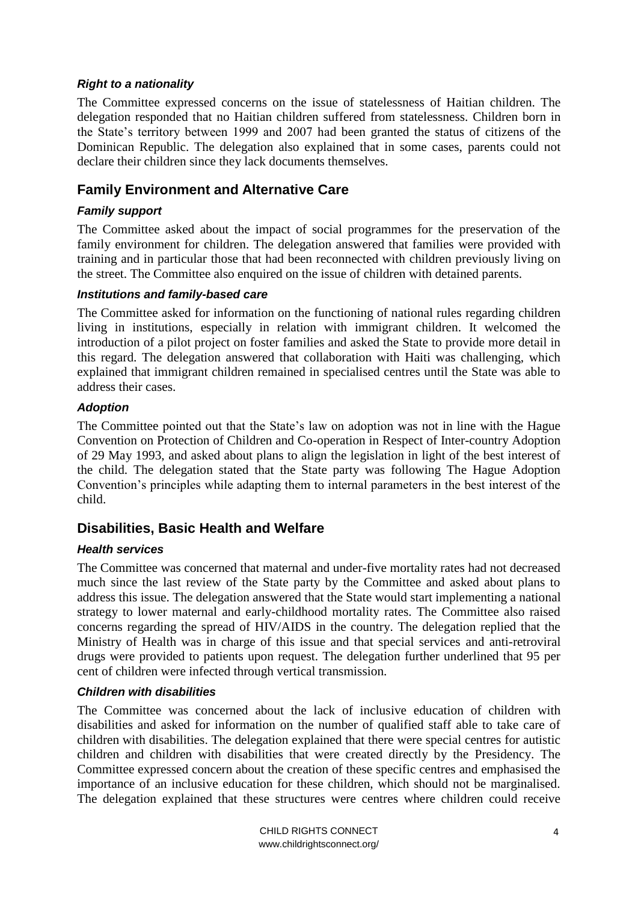### *Right to a nationality*

The Committee expressed concerns on the issue of statelessness of Haitian children. The delegation responded that no Haitian children suffered from statelessness. Children born in the State's territory between 1999 and 2007 had been granted the status of citizens of the Dominican Republic. The delegation also explained that in some cases, parents could not declare their children since they lack documents themselves.

## Family Environment and Alternative Care

### *Family support*

The Committee asked about the impact of social programmes for the preservation of the family environment for children. The delegation answered that families were provided with training and in particular those that had been reconnected with children previously living on the street. The Committee also enquired on the issue of children with detained parents.

### *Institutions and family-based care*

The Committee asked for information on the functioning of national rules regarding children living in institutions, especially in relation with immigrant children. It welcomed the introduction of a pilot project on foster families and asked the State to provide more detail in this regard. The delegation answered that collaboration with Haiti was challenging, which explained that immigrant children remained in specialised centres until the State was able to address their cases.

### *Adoption*

The Committee pointed out that the State's law on adoption was not in line with the Hague Convention on Protection of Children and Co-operation in Respect of Inter-country Adoption of 29 May 1993, and asked about plans to align the legislation in light of the best interest of the child. The delegation stated that the State party was following The Hague Adoption Convention's principles while adapting them to internal parameters in the best interest of the child.

## Disabilities, Basic Health and Welfare

### *Health services*

The Committee was concerned that maternal and under-five mortality rates had not decreased much since the last review of the State party by the Committee and asked about plans to address this issue. The delegation answered that the State would start implementing a national strategy to lower maternal and early-childhood mortality rates. The Committee also raised concerns regarding the spread of HIV/AIDS in the country. The delegation replied that the Ministry of Health was in charge of this issue and that special services and anti-retroviral drugs were provided to patients upon request. The delegation further underlined that 95 per cent of children were infected through vertical transmission.

### *Children with disabilities*

The Committee was concerned about the lack of inclusive education of children with disabilities and asked for information on the number of qualified staff able to take care of children with disabilities. The delegation explained that there were special centres for autistic children and children with disabilities that were created directly by the Presidency. The Committee expressed concern about the creation of these specific centres and emphasised the importance of an inclusive education for these children, which should not be marginalised. The delegation explained that these structures were centres where children could receive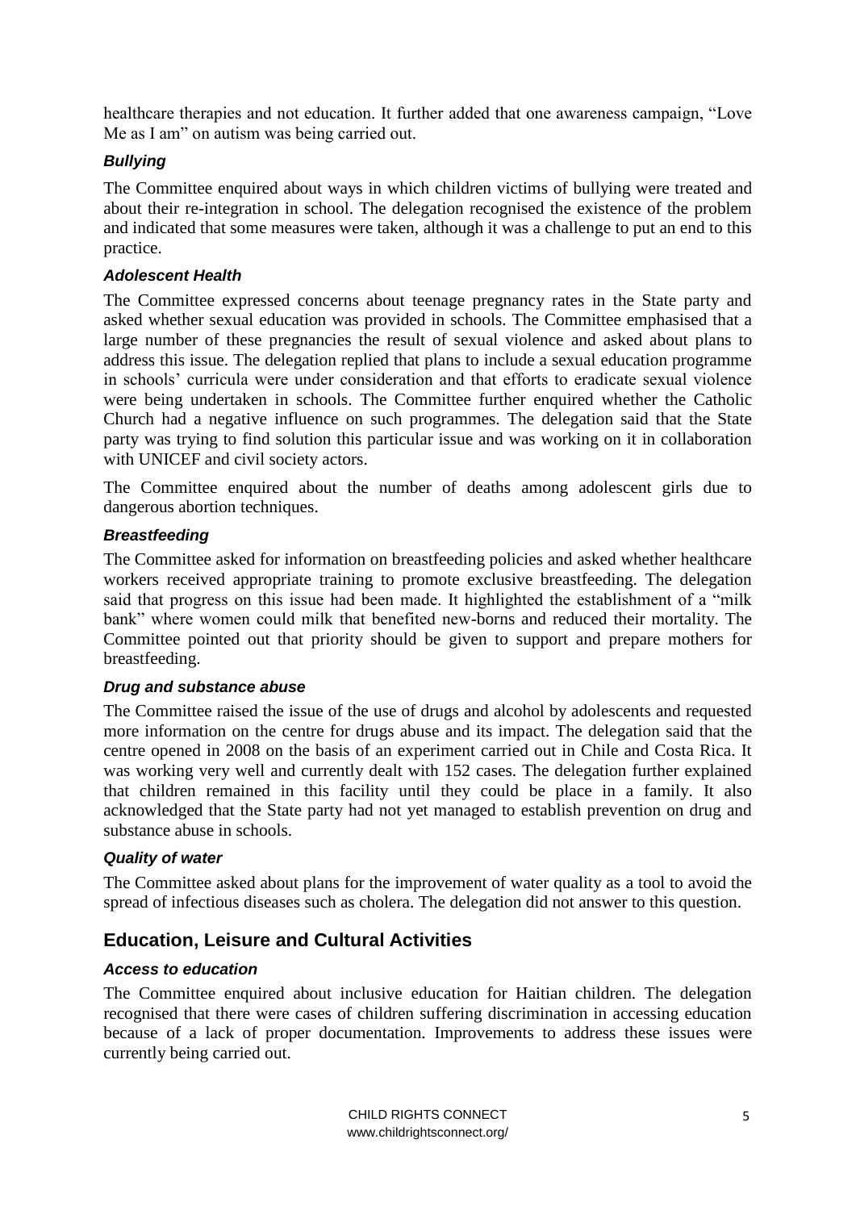healthcare therapies and not education. It further added that one awareness campaign, "Love Me as I am" on autism was being carried out.

### *Bullying*

The Committee enquired about ways in which children victims of bullying were treated and about their re-integration in school. The delegation recognised the existence of the problem and indicated that some measures were taken, although it was a challenge to put an end to this practice.

### *Adolescent Health*

The Committee expressed concerns about teenage pregnancy rates in the State party and asked whether sexual education was provided in schools. The Committee emphasised that a large number of these pregnancies the result of sexual violence and asked about plans to address this issue. The delegation replied that plans to include a sexual education programme in schools' curricula were under consideration and that efforts to eradicate sexual violence were being undertaken in schools. The Committee further enquired whether the Catholic Church had a negative influence on such programmes. The delegation said that the State party was trying to find solution this particular issue and was working on it in collaboration with UNICEF and civil society actors.

The Committee enquired about the number of deaths among adolescent girls due to dangerous abortion techniques.

### *Breastfeeding*

The Committee asked for information on breastfeeding policies and asked whether healthcare workers received appropriate training to promote exclusive breastfeeding. The delegation said that progress on this issue had been made. It highlighted the establishment of a "milk bank" where women could milk that benefited new-borns and reduced their mortality. The Committee pointed out that priority should be given to support and prepare mothers for breastfeeding.

### *Drug and substance abuse*

The Committee raised the issue of the use of drugs and alcohol by adolescents and requested more information on the centre for drugs abuse and its impact. The delegation said that the centre opened in 2008 on the basis of an experiment carried out in Chile and Costa Rica. It was working very well and currently dealt with 152 cases. The delegation further explained that children remained in this facility until they could be place in a family. It also acknowledged that the State party had not yet managed to establish prevention on drug and substance abuse in schools.

### *Quality of water*

The Committee asked about plans for the improvement of water quality as a tool to avoid the spread of infectious diseases such as cholera. The delegation did not answer to this question.

## Education, Leisure and Cultural Activities

### *Access to education*

The Committee enquired about inclusive education for Haitian children. The delegation recognised that there were cases of children suffering discrimination in accessing education because of a lack of proper documentation. Improvements to address these issues were currently being carried out.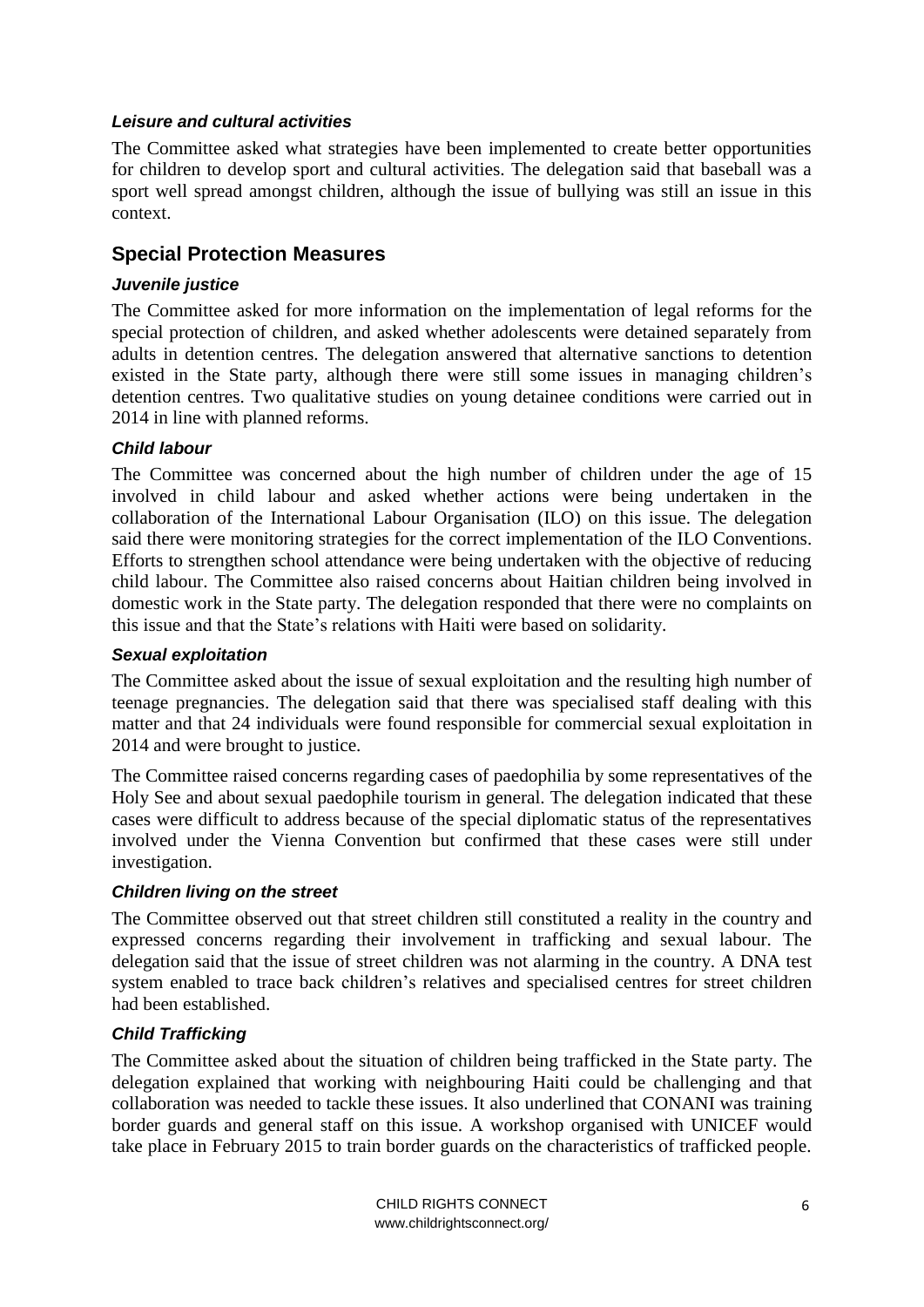### *Leisure and cultural activities*

The Committee asked what strategies have been implemented to create better opportunities for children to develop sport and cultural activities. The delegation said that baseball was a sport well spread amongst children, although the issue of bullying was still an issue in this context.

## Special Protection Measures

### *Juvenile justice*

The Committee asked for more information on the implementation of legal reforms for the special protection of children, and asked whether adolescents were detained separately from adults in detention centres. The delegation answered that alternative sanctions to detention existed in the State party, although there were still some issues in managing children's detention centres. Two qualitative studies on young detainee conditions were carried out in 2014 in line with planned reforms.

### *Child labour*

The Committee was concerned about the high number of children under the age of 15 involved in child labour and asked whether actions were being undertaken in the collaboration of the International Labour Organisation (ILO) on this issue. The delegation said there were monitoring strategies for the correct implementation of the ILO Conventions. Efforts to strengthen school attendance were being undertaken with the objective of reducing child labour. The Committee also raised concerns about Haitian children being involved in domestic work in the State party. The delegation responded that there were no complaints on this issue and that the State's relations with Haiti were based on solidarity.

### *Sexual exploitation*

The Committee asked about the issue of sexual exploitation and the resulting high number of teenage pregnancies. The delegation said that there was specialised staff dealing with this matter and that 24 individuals were found responsible for commercial sexual exploitation in 2014 and were brought to justice.

The Committee raised concerns regarding cases of paedophilia by some representatives of the Holy See and about sexual paedophile tourism in general. The delegation indicated that these cases were difficult to address because of the special diplomatic status of the representatives involved under the Vienna Convention but confirmed that these cases were still under investigation.

### *Children living on the street*

The Committee observed out that street children still constituted a reality in the country and expressed concerns regarding their involvement in trafficking and sexual labour. The delegation said that the issue of street children was not alarming in the country. A DNA test system enabled to trace back children's relatives and specialised centres for street children had been established.

### *Child Trafficking*

The Committee asked about the situation of children being trafficked in the State party. The delegation explained that working with neighbouring Haiti could be challenging and that collaboration was needed to tackle these issues. It also underlined that CONANI was training border guards and general staff on this issue. A workshop organised with UNICEF would take place in February 2015 to train border guards on the characteristics of trafficked people.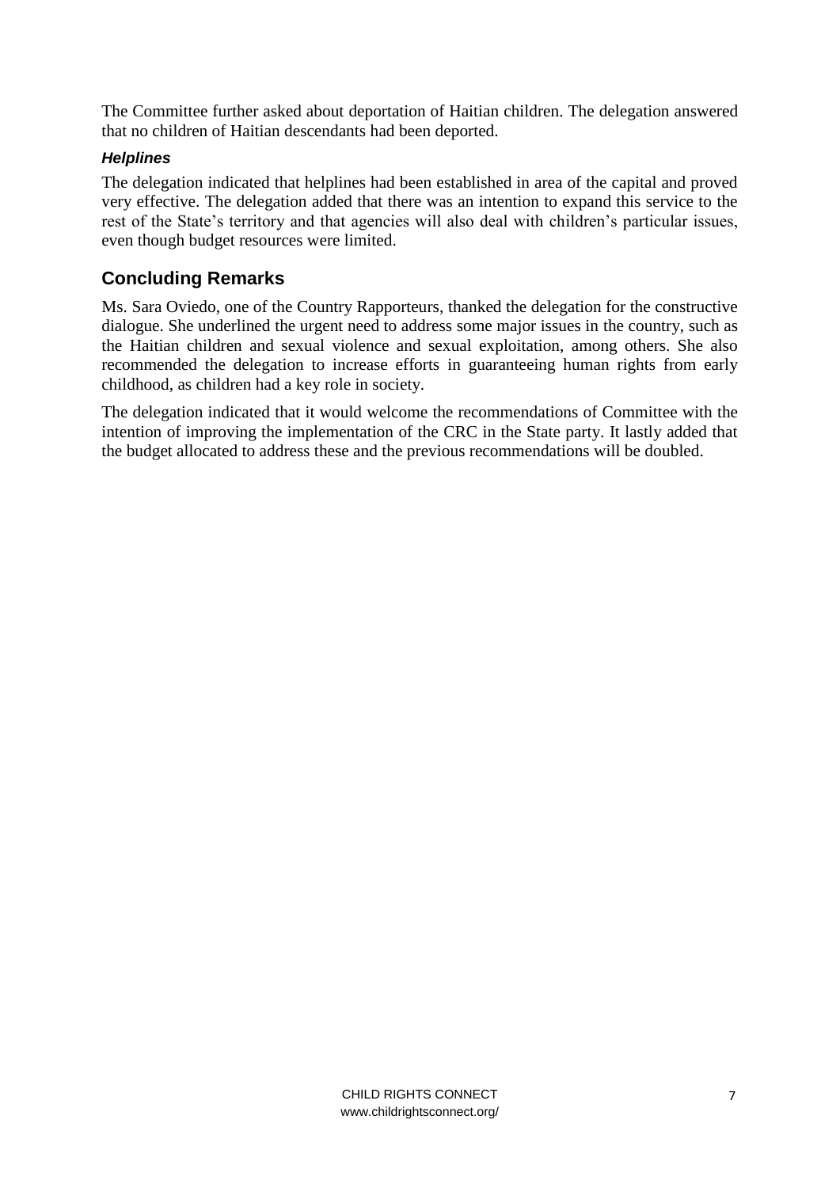The Committee further asked about deportation of Haitian children. The delegation answered that no children of Haitian descendants had been deported.

### *Helplines*

The delegation indicated that helplines had been established in area of the capital and proved very effective. The delegation added that there was an intention to expand this service to the rest of the State's territory and that agencies will also deal with children's particular issues, even though budget resources were limited.

## Concluding Remarks

Ms. Sara Oviedo, one of the Country Rapporteurs, thanked the delegation for the constructive dialogue. She underlined the urgent need to address some major issues in the country, such as the Haitian children and sexual violence and sexual exploitation, among others. She also recommended the delegation to increase efforts in guaranteeing human rights from early childhood, as children had a key role in society.

The delegation indicated that it would welcome the recommendations of Committee with the intention of improving the implementation of the CRC in the State party. It lastly added that the budget allocated to address these and the previous recommendations will be doubled.